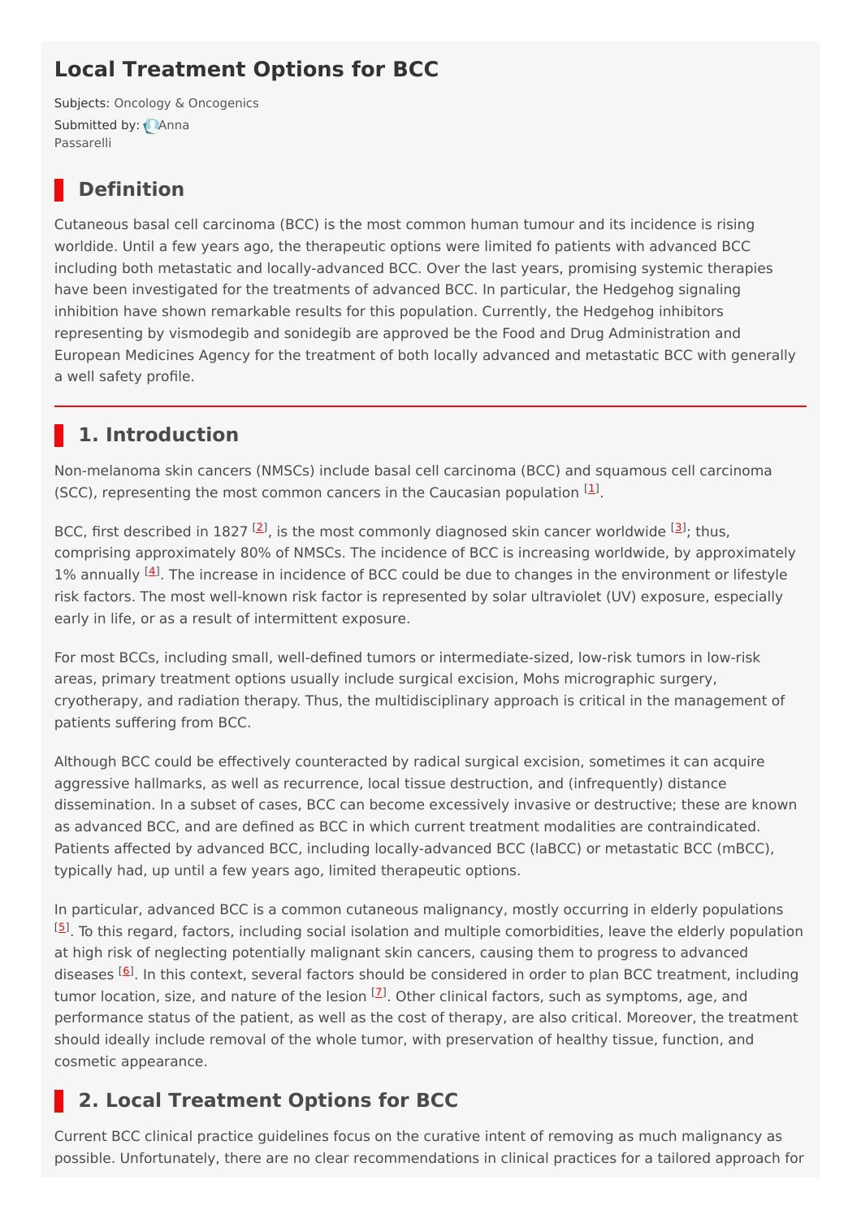# Local Treatment Options for BCC

Subjects: Oncology & Oncogenics

Submitted by: Anna Passarelli

## Definition

Cutaneous basal cell carcinoma (BCC) is the most common human tumour and its incidence is rising worldide. Until a few years ago, the therapeutic options were limited fo patients with advanced BCC including both metastatic and locally-advanced BCC. Over the last years, promising systemic therapies have been investigated for the treatments of advanced BCC. In particular, the Hedgehog signaling inhibition have shown remarkable results for this population. Currently, the Hedgehog inhibitors representing by vismodegib and sonidegib are approved be the Food and Drug Administration and European Medicines Agency for the treatment of both locally advanced and metastatic BCC with generally a well safety profile.

## 1. Introduction

Non-melanoma skin cancers (NMSCs) include basal cell carcinoma (BCC) and squamous cell carcinoma (SCC), representing the most common cancers in the Caucasian population [1].

BCC, first described in 1827 [2], is the most commonly diagnosed skin cancer worldwide [3]; thus, comprising approximately 80% of NMSCs. The incidence of BCC is increasing worldwide, by approximately 1% annually [4]. The increase in incidence of BCC could be due to changes in the environment or lifestyle risk factors. The most well-known risk factor is represented by solar ultraviolet (UV) exposure, especially early in life, or as a result of intermittent exposure.

For most BCCs, including small, well-defined tumors or intermediate-sized, low-risk tumors in low-risk areas, primary treatment options usually include surgical excision, Mohs micrographic surgery, cryotherapy, and radiation therapy. Thus, the multidisciplinary approach is critical in the management of patients suffering from BCC.

Although BCC could be effectively counteracted by radical surgical excision, sometimes it can acquire aggressive hallmarks, as well as recurrence, local tissue destruction, and (infrequently) distance dissemination. In a subset of cases, BCC can become excessively invasive or destructive; these are known as advanced BCC, and are defined as BCC in which current treatment modalities are contraindicated. Patients affected by advanced BCC, including locally-advanced BCC (laBCC) or metastatic BCC (mBCC), typically had, up until a few years ago, limited therapeutic options.

In particular, advanced BCC is a common cutaneous malignancy, mostly occurring in elderly populations [5]. To this regard, factors, including social isolation and multiple comorbidities, leave the elderly population at high risk of neglecting potentially malignant skin cancers, causing them to progress to advanced diseases [6]. In this context, several factors should be considered in order to plan BCC treatment, including tumor location, size, and nature of the lesion [7]. Other clinical factors, such as symptoms, age, and performance status of the patient, as well as the cost of therapy, are also critical. Moreover, the treatment should ideally include removal of the whole tumor, with preservation of healthy tissue, function, and cosmetic appearance.

## 2. Local Treatment Options for BCC

Current BCC clinical practice guidelines focus on the curative intent of removing as much malignancy as possible. Unfortunately, there are no clear recommendations in clinical practices for a tailored approach for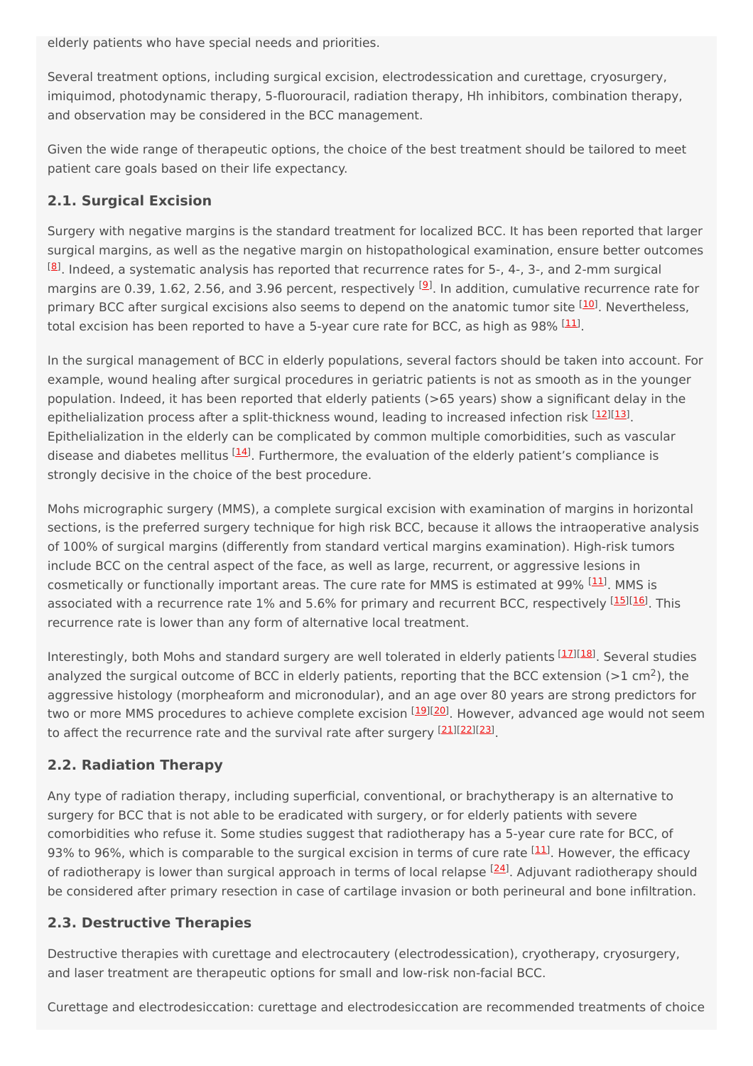elderly patients who have special needs and priorities.

Several treatment options, including surgical excision, electrodessication and curettage, cryosurgery, imiquimod, photodynamic therapy, 5-fluorouracil, radiation therapy, Hh inhibitors, combination therapy, and observation may be considered in the BCC management.

Given the wide range of therapeutic options, the choice of the best treatment should be tailored to meet patient care goals based on their life expectancy.

### 2.1. Surgical Excision

Surgery with negative margins is the standard treatment for localized BCC. It has been reported that larger surgical margins, as well as the negative margin on histopathological examination, ensure better outcomes [8]. Indeed, a systematic analysis has reported that recurrence rates for 5-, 4-, 3-, and 2-mm surgical margins are 0.39, 1.62, 2.56, and 3.96 percent, respectively [9]. In addition, cumulative recurrence rate for primary BCC after surgical excisions also seems to depend on the anatomic tumor site [10]. Nevertheless, total excision has been reported to have a 5-year cure rate for BCC, as high as 98% [11].

In the surgical management of BCC in elderly populations, several factors should be taken into account. For example, wound healing after surgical procedures in geriatric patients is not as smooth as in the younger population. Indeed, it has been reported that elderly patients (>65 years) show a significant delay in the epithelialization process after a split-thickness wound, leading to increased infection risk [12][13]. Epithelialization in the elderly can be complicated by common multiple comorbidities, such as vascular disease and diabetes mellitus [14]. Furthermore, the evaluation of the elderly patient's compliance is strongly decisive in the choice of the best procedure.

Mohs micrographic surgery (MMS), a complete surgical excision with examination of margins in horizontal sections, is the preferred surgery technique for high risk BCC, because it allows the intraoperative analysis of 100% of surgical margins (differently from standard vertical margins examination). High-risk tumors include BCC on the central aspect of the face, as well as large, recurrent, or aggressive lesions in cosmetically or functionally important areas. The cure rate for MMS is estimated at 99% [11]. MMS is associated with a recurrence rate 1% and 5.6% for primary and recurrent BCC, respectively [15][16]. This recurrence rate is lower than any form of alternative local treatment.

Interestingly, both Mohs and standard surgery are well tolerated in elderly patients [17][18]. Several studies analyzed the surgical outcome of BCC in elderly patients, reporting that the BCC extension (>1 $cm^2$), the aggressive histology (morpheaform and micronodular), and an age over 80 years are strong predictors for two or more MMS procedures to achieve complete excision [19][20]. However, advanced age would not seem to affect the recurrence rate and the survival rate after surgery [21][22][23].

### 2.2. Radiation Therapy

Any type of radiation therapy, including superficial, conventional, or brachytherapy is an alternative to surgery for BCC that is not able to be eradicated with surgery, or for elderly patients with severe comorbidities who refuse it. Some studies suggest that radiotherapy has a 5-year cure rate for BCC, of 93% to 96%, which is comparable to the surgical excision in terms of cure rate [11]. However, the efficacy of radiotherapy is lower than surgical approach in terms of local relapse [24]. Adjuvant radiotherapy should be considered after primary resection in case of cartilage invasion or both perineural and bone infiltration.

### 2.3. Destructive Therapies

Destructive therapies with curettage and electrocautery (electrodessication), cryotherapy, cryosurgery, and laser treatment are therapeutic options for small and low-risk non-facial BCC.

Curettage and electrodesiccation: curettage and electrodesiccation are recommended treatments of choice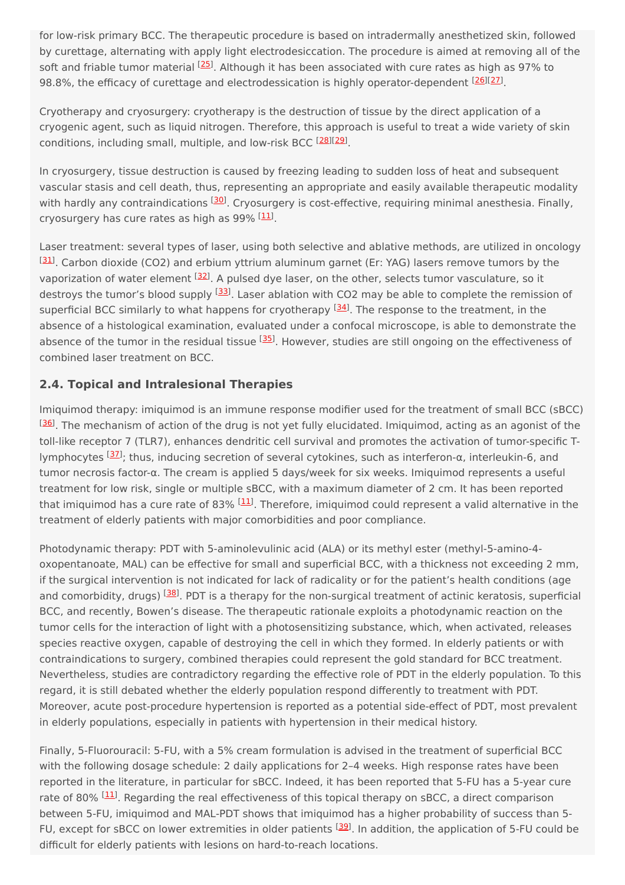for low-risk primary BCC. The therapeutic procedure is based on intradermally anesthetized skin, followed by curettage, alternating with apply light electrodesiccation. The procedure is aimed at removing all of the soft and friable tumor material [25]. Although it has been associated with cure rates as high as 97% to 98.8%, the efficacy of curettage and electrodessication is highly operator-dependent [26][27].

Cryotherapy and cryosurgery: cryotherapy is the destruction of tissue by the direct application of a cryogenic agent, such as liquid nitrogen. Therefore, this approach is useful to treat a wide variety of skin conditions, including small, multiple, and low-risk BCC [28][29].

In cryosurgery, tissue destruction is caused by freezing leading to sudden loss of heat and subsequent vascular stasis and cell death, thus, representing an appropriate and easily available therapeutic modality with hardly any contraindications [30]. Cryosurgery is cost-effective, requiring minimal anesthesia. Finally, cryosurgery has cure rates as high as 99% [11].

Laser treatment: several types of laser, using both selective and ablative methods, are utilized in oncology [31]. Carbon dioxide ($CO_2$) and erbium yttrium aluminum garnet (Er: YAG) lasers remove tumors by the vaporization of water element [32]. A pulsed dye laser, on the other, selects tumor vasculature, so it destroys the tumor's blood supply [33]. Laser ablation with $CO_2$ may be able to complete the remission of superficial BCC similarly to what happens for cryotherapy [34]. The response to the treatment, in the absence of a histological examination, evaluated under a confocal microscope, is able to demonstrate the absence of the tumor in the residual tissue [35]. However, studies are still ongoing on the effectiveness of combined laser treatment on BCC.

### 2.4. Topical and Intralesional Therapies

Imiquimod therapy: imiquimod is an immune response modifier used for the treatment of small BCC (sBCC) [36]. The mechanism of action of the drug is not yet fully elucidated. Imiquimod, acting as an agonist of the toll-like receptor 7 (TLR7), enhances dendritic cell survival and promotes the activation of tumor-specific T-lymphocytes [37]; thus, inducing secretion of several cytokines, such as interferon-α, interleukin-6, and tumor necrosis factor-α. The cream is applied 5 days/week for six weeks. Imiquimod represents a useful treatment for low risk, single or multiple sBCC, with a maximum diameter of 2 cm. It has been reported that imiquimod has a cure rate of 83% [11]. Therefore, imiquimod could represent a valid alternative in the treatment of elderly patients with major comorbidities and poor compliance.

Photodynamic therapy: PDT with 5-aminolevulinic acid (ALA) or its methyl ester (methyl-5-amino-4-oxopentanoate, MAL) can be effective for small and superficial BCC, with a thickness not exceeding 2 mm, if the surgical intervention is not indicated for lack of radicality or for the patient's health conditions (age and comorbidity, drugs) [38]. PDT is a therapy for the non-surgical treatment of actinic keratosis, superficial BCC, and recently, Bowen's disease. The therapeutic rationale exploits a photodynamic reaction on the tumor cells for the interaction of light with a photosensitizing substance, which, when activated, releases species reactive oxygen, capable of destroying the cell in which they formed. In elderly patients or with contraindications to surgery, combined therapies could represent the gold standard for BCC treatment. Nevertheless, studies are contradictory regarding the effective role of PDT in the elderly population. To this regard, it is still debated whether the elderly population respond differently to treatment with PDT. Moreover, acute post-procedure hypertension is reported as a potential side-effect of PDT, most prevalent in elderly populations, especially in patients with hypertension in their medical history.

Finally, 5-Fluorouracil: 5-FU, with a 5% cream formulation is advised in the treatment of superficial BCC with the following dosage schedule: 2 daily applications for 2–4 weeks. High response rates have been reported in the literature, in particular for sBCC. Indeed, it has been reported that 5-FU has a 5-year cure rate of 80% [11]. Regarding the real effectiveness of this topical therapy on sBCC, a direct comparison between 5-FU, imiquimod and MAL-PDT shows that imiquimod has a higher probability of success than 5-FU, except for sBCC on lower extremities in older patients [39]. In addition, the application of 5-FU could be difficult for elderly patients with lesions on hard-to-reach locations.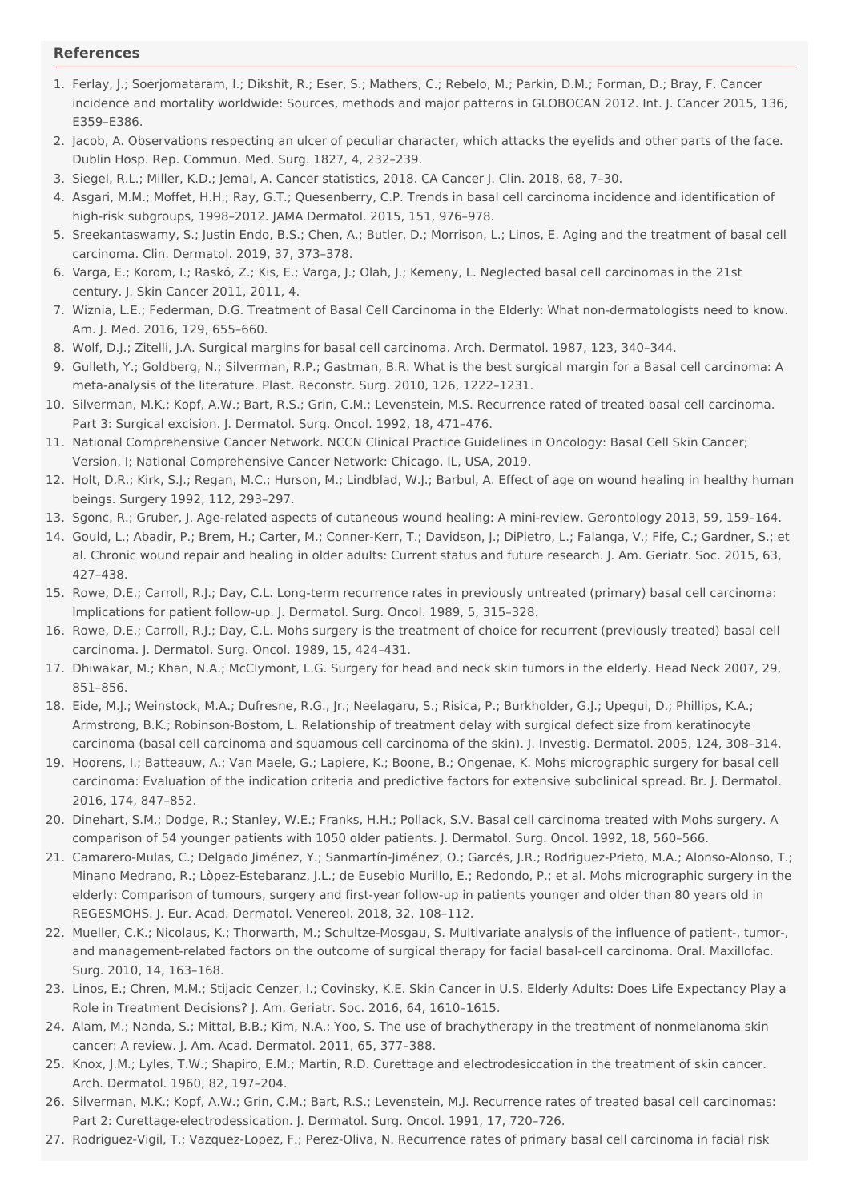## References

1. Ferlay, J.; Soerjomataram, I.; Dikshit, R.; Eser, S.; Mathers, C.; Rebelo, M.; Parkin, D.M.; Forman, D.; Bray, F. Cancer incidence and mortality worldwide: Sources, methods and major patterns in GLOBOCAN 2012. Int. J. Cancer 2015, 136, E359–E386.
2. Jacob, A. Observations respecting an ulcer of peculiar character, which attacks the eyelids and other parts of the face. Dublin Hosp. Rep. Commun. Med. Surg. 1827, 4, 232–239.
3. Siegel, R.L.; Miller, K.D.; Jemal, A. Cancer statistics, 2018. CA Cancer J. Clin. 2018, 68, 7–30.
4. Asgari, M.M.; Moffet, H.H.; Ray, G.T.; Quesenberry, C.P. Trends in basal cell carcinoma incidence and identification of high-risk subgroups, 1998–2012. JAMA Dermatol. 2015, 151, 976–978.
5. Sreekantaswamy, S.; Justin Endo, B.S.; Chen, A.; Butler, D.; Morrison, L.; Linos, E. Aging and the treatment of basal cell carcinoma. Clin. Dermatol. 2019, 37, 373–378.
6. Varga, E.; Korom, I.; Raskó, Z.; Kis, E.; Varga, J.; Olah, J.; Kemeny, L. Neglected basal cell carcinomas in the 21st century. J. Skin Cancer 2011, 2011, 4.
7. Wiznia, L.E.; Federman, D.G. Treatment of Basal Cell Carcinoma in the Elderly: What non-dermatologists need to know. Am. J. Med. 2016, 129, 655–660.
8. Wolf, D.J.; Zitelli, J.A. Surgical margins for basal cell carcinoma. Arch. Dermatol. 1987, 123, 340–344.
9. Gulleth, Y.; Goldberg, N.; Silverman, R.P.; Gastman, B.R. What is the best surgical margin for a Basal cell carcinoma: A meta-analysis of the literature. Plast. Reconstr. Surg. 2010, 126, 1222–1231.
10. Silverman, M.K.; Kopf, A.W.; Bart, R.S.; Grin, C.M.; Levenstein, M.S. Recurrence rated of treated basal cell carcinoma. Part 3: Surgical excision. J. Dermatol. Surg. Oncol. 1992, 18, 471–476.
11. National Comprehensive Cancer Network. NCCN Clinical Practice Guidelines in Oncology: Basal Cell Skin Cancer; Version, I; National Comprehensive Cancer Network: Chicago, IL, USA, 2019.
12. Holt, D.R.; Kirk, S.J.; Regan, M.C.; Hurson, M.; Lindblad, W.J.; Barbul, A. Effect of age on wound healing in healthy human beings. Surgery 1992, 112, 293–297.
13. Sgonc, R.; Gruber, J. Age-related aspects of cutaneous wound healing: A mini-review. Gerontology 2013, 59, 159–164.
14. Gould, L.; Abadir, P.; Brem, H.; Carter, M.; Conner-Kerr, T.; Davidson, J.; DiPietro, L.; Falanga, V.; Fife, C.; Gardner, S.; et al. Chronic wound repair and healing in older adults: Current status and future research. J. Am. Geriatr. Soc. 2015, 63, 427–438.
15. Rowe, D.E.; Carroll, R.J.; Day, C.L. Long-term recurrence rates in previously untreated (primary) basal cell carcinoma: Implications for patient follow-up. J. Dermatol. Surg. Oncol. 1989, 5, 315–328.
16. Rowe, D.E.; Carroll, R.J.; Day, C.L. Mohs surgery is the treatment of choice for recurrent (previously treated) basal cell carcinoma. J. Dermatol. Surg. Oncol. 1989, 15, 424–431.
17. Dhiwakar, M.; Khan, N.A.; McClymont, L.G. Surgery for head and neck skin tumors in the elderly. Head Neck 2007, 29, 851–856.
18. Eide, M.J.; Weinstock, M.A.; Dufresne, R.G., Jr.; Neelagaru, S.; Risica, P.; Burkholder, G.J.; Upegui, D.; Phillips, K.A.; Armstrong, B.K.; Robinson-Bostom, L. Relationship of treatment delay with surgical defect size from keratinocyte carcinoma (basal cell carcinoma and squamous cell carcinoma of the skin). J. Investig. Dermatol. 2005, 124, 308–314.
19. Hoorens, I.; Batteauw, A.; Van Maele, G.; Lapiere, K.; Boone, B.; Ongenae, K. Mohs micrographic surgery for basal cell carcinoma: Evaluation of the indication criteria and predictive factors for extensive subclinical spread. Br. J. Dermatol. 2016, 174, 847–852.
20. Dinehart, S.M.; Dodge, R.; Stanley, W.E.; Franks, H.H.; Pollack, S.V. Basal cell carcinoma treated with Mohs surgery. A comparison of 54 younger patients with 1050 older patients. J. Dermatol. Surg. Oncol. 1992, 18, 560–566.
21. Camarero-Mulas, C.; Delgado Jiménez, Y.; Sanmartín-Jiménez, O.; Garcés, J.R.; Rodrìguez-Prieto, M.A.; Alonso-Alonso, T.; Minano Medrano, R.; Lòpez-Estebaranz, J.L.; de Eusebio Murillo, E.; Redondo, P.; et al. Mohs micrographic surgery in the elderly: Comparison of tumours, surgery and first-year follow-up in patients younger and older than 80 years old in REGESMOHS. J. Eur. Acad. Dermatol. Venereol. 2018, 32, 108–112.
22. Mueller, C.K.; Nicolaus, K.; Thorwarth, M.; Schultze-Mosgau, S. Multivariate analysis of the influence of patient-, tumor-, and management-related factors on the outcome of surgical therapy for facial basal-cell carcinoma. Oral. Maxillofac. Surg. 2010, 14, 163–168.
23. Linos, E.; Chren, M.M.; Stijacic Cenzer, I.; Covinsky, K.E. Skin Cancer in U.S. Elderly Adults: Does Life Expectancy Play a Role in Treatment Decisions? J. Am. Geriatr. Soc. 2016, 64, 1610–1615.
24. Alam, M.; Nanda, S.; Mittal, B.B.; Kim, N.A.; Yoo, S. The use of brachytherapy in the treatment of nonmelanoma skin cancer: A review. J. Am. Acad. Dermatol. 2011, 65, 377–388.
25. Knox, J.M.; Lyles, T.W.; Shapiro, E.M.; Martin, R.D. Curettage and electrodesiccation in the treatment of skin cancer. Arch. Dermatol. 1960, 82, 197–204.
26. Silverman, M.K.; Kopf, A.W.; Grin, C.M.; Bart, R.S.; Levenstein, M.J. Recurrence rates of treated basal cell carcinomas: Part 2: Curettage-electrodessication. J. Dermatol. Surg. Oncol. 1991, 17, 720–726.
27. Rodriguez-Vigil, T.; Vazquez-Lopez, F.; Perez-Oliva, N. Recurrence rates of primary basal cell carcinoma in facial risk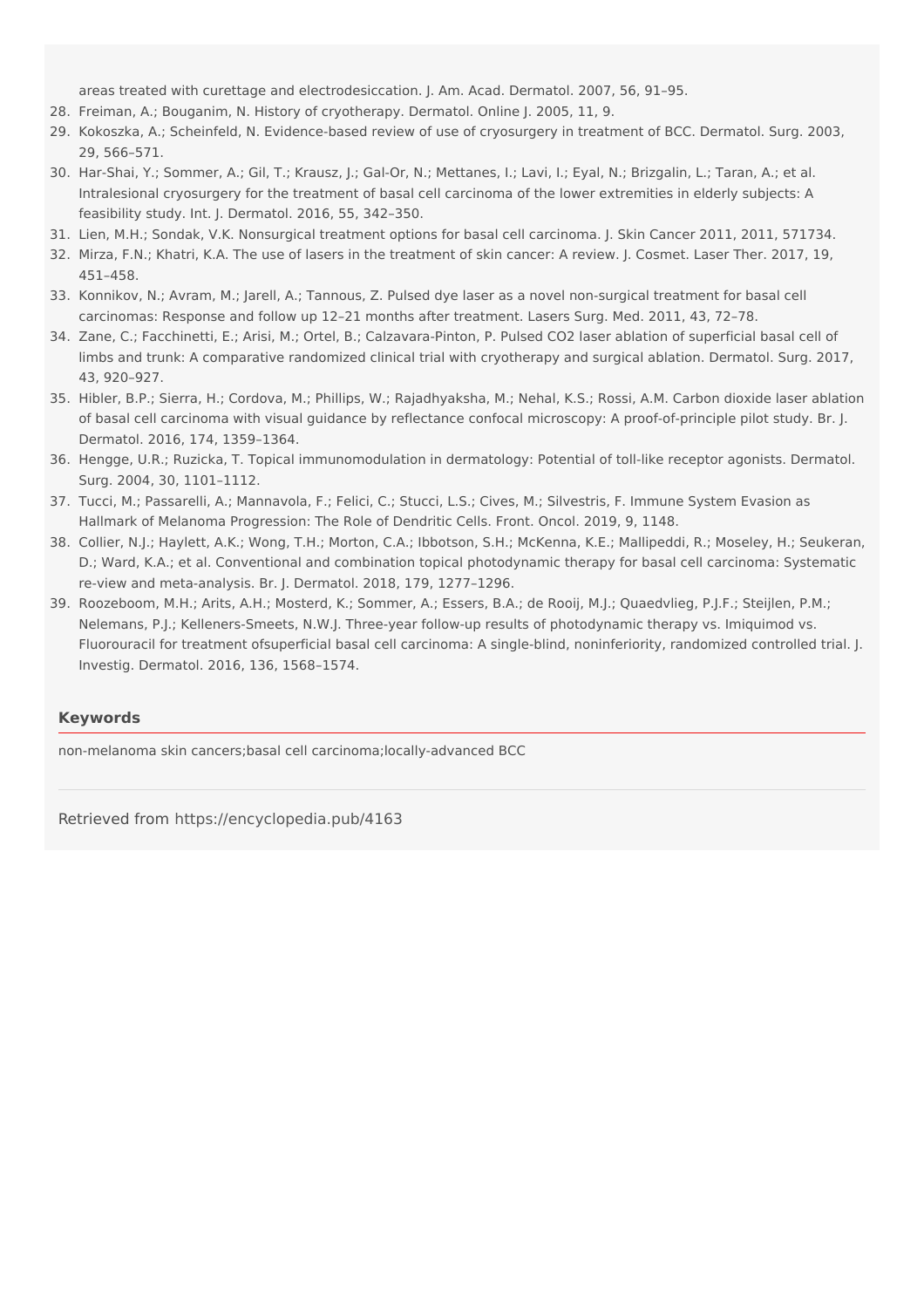areas treated with curettage and electrodesiccation. J. Am. Acad. Dermatol. 2007, 56, 91–95.

28. Freiman, A.; Bouganim, N. History of cryotherapy. Dermatol. Online J. 2005, 11, 9.
29. Kokoszka, A.; Scheinfeld, N. Evidence-based review of use of cryosurgery in treatment of BCC. Dermatol. Surg. 2003, 29, 566–571.
30. Har-Shai, Y.; Sommer, A.; Gil, T.; Krausz, J.; Gal-Or, N.; Mettanes, I.; Lavi, I.; Eyal, N.; Brizgalin, L.; Taran, A.; et al. Intralesional cryosurgery for the treatment of basal cell carcinoma of the lower extremities in elderly subjects: A feasibility study. Int. J. Dermatol. 2016, 55, 342–350.
31. Lien, M.H.; Sondak, V.K. Nonsurgical treatment options for basal cell carcinoma. J. Skin Cancer 2011, 2011, 571734.
32. Mirza, F.N.; Khatri, K.A. The use of lasers in the treatment of skin cancer: A review. J. Cosmet. Laser Ther. 2017, 19, 451–458.
33. Konnikov, N.; Avram, M.; Jarell, A.; Tannous, Z. Pulsed dye laser as a novel non-surgical treatment for basal cell carcinomas: Response and follow up 12–21 months after treatment. Lasers Surg. Med. 2011, 43, 72–78.
34. Zane, C.; Facchinetti, E.; Arisi, M.; Ortel, B.; Calzavara-Pinton, P. Pulsed CO2 laser ablation of superficial basal cell of limbs and trunk: A comparative randomized clinical trial with cryotherapy and surgical ablation. Dermatol. Surg. 2017, 43, 920–927.
35. Hibler, B.P.; Sierra, H.; Cordova, M.; Phillips, W.; Rajadhyaksha, M.; Nehal, K.S.; Rossi, A.M. Carbon dioxide laser ablation of basal cell carcinoma with visual guidance by reflectance confocal microscopy: A proof-of-principle pilot study. Br. J. Dermatol. 2016, 174, 1359–1364.
36. Hengge, U.R.; Ruzicka, T. Topical immunomodulation in dermatology: Potential of toll-like receptor agonists. Dermatol. Surg. 2004, 30, 1101–1112.
37. Tucci, M.; Passarelli, A.; Mannavola, F.; Felici, C.; Stucci, L.S.; Cives, M.; Silvestris, F. Immune System Evasion as Hallmark of Melanoma Progression: The Role of Dendritic Cells. Front. Oncol. 2019, 9, 1148.
38. Collier, N.J.; Haylett, A.K.; Wong, T.H.; Morton, C.A.; Ibbotson, S.H.; McKenna, K.E.; Mallipeddi, R.; Moseley, H.; Seukeran, D.; Ward, K.A.; et al. Conventional and combination topical photodynamic therapy for basal cell carcinoma: Systematic re-view and meta-analysis. Br. J. Dermatol. 2018, 179, 1277–1296.
39. Roozeboom, M.H.; Arits, A.H.; Mosterd, K.; Sommer, A.; Essers, B.A.; de Rooij, M.J.; Quaedvlieg, P.J.F.; Steijlen, P.M.; Nelemans, P.J.; Kelleners-Smeets, N.W.J. Three-year follow-up results of photodynamic therapy vs. Imiquimod vs. Fluorouracil for treatment ofsuperficial basal cell carcinoma: A single-blind, noninferiority, randomized controlled trial. J. Investig. Dermatol. 2016, 136, 1568–1574.

### Keywords

non-melanoma skin cancers;basal cell carcinoma;locally-advanced BCC

Retrieved from https://encyclopedia.pub/4163